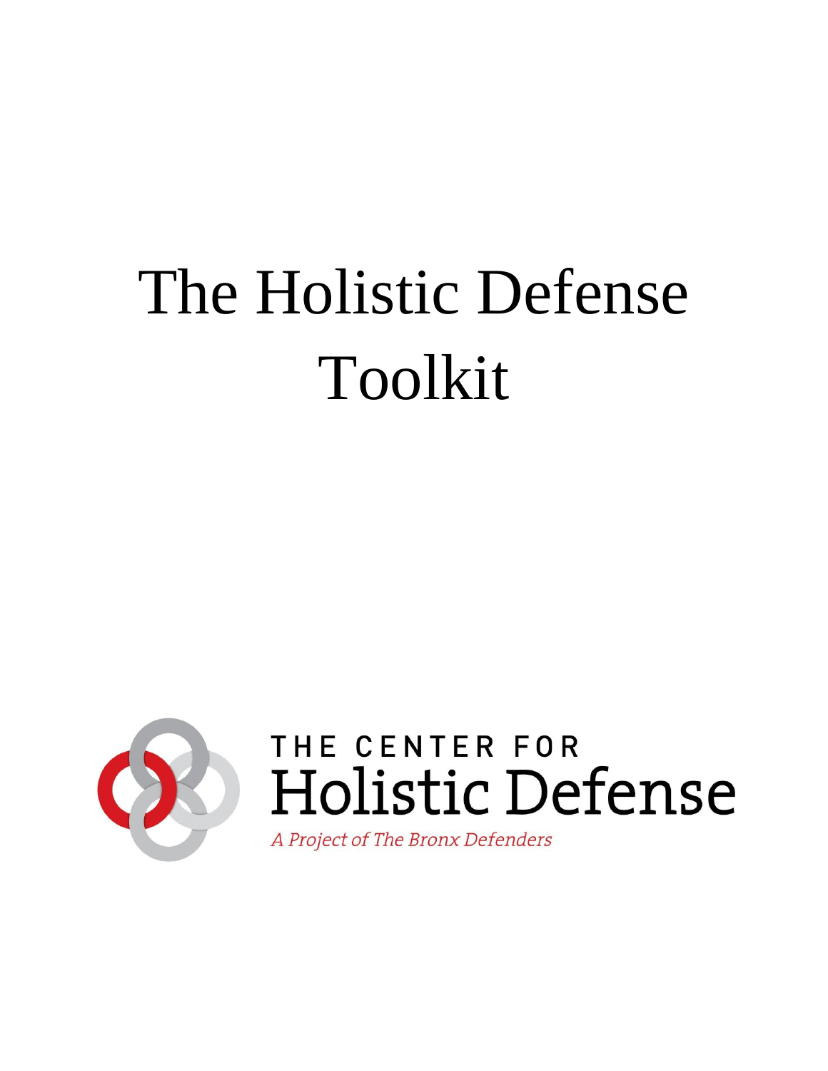# The Holistic Defense Toolkit

THE CENTER FOR
Holistic Defense

*A Project of The Bronx Defenders*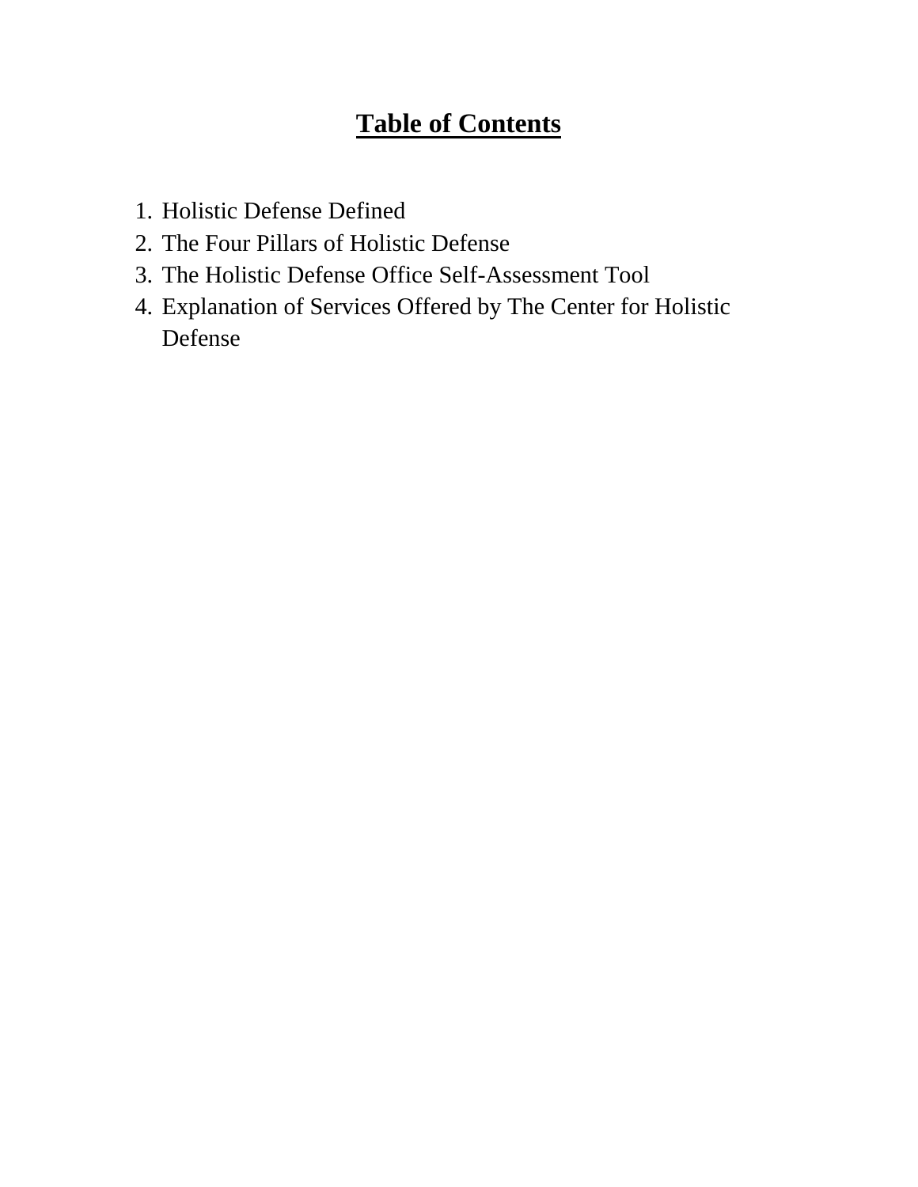# **Table of Contents**

1. Holistic Defense Defined
2. The Four Pillars of Holistic Defense
3. The Holistic Defense Office Self-Assessment Tool
4. Explanation of Services Offered by The Center for Holistic Defense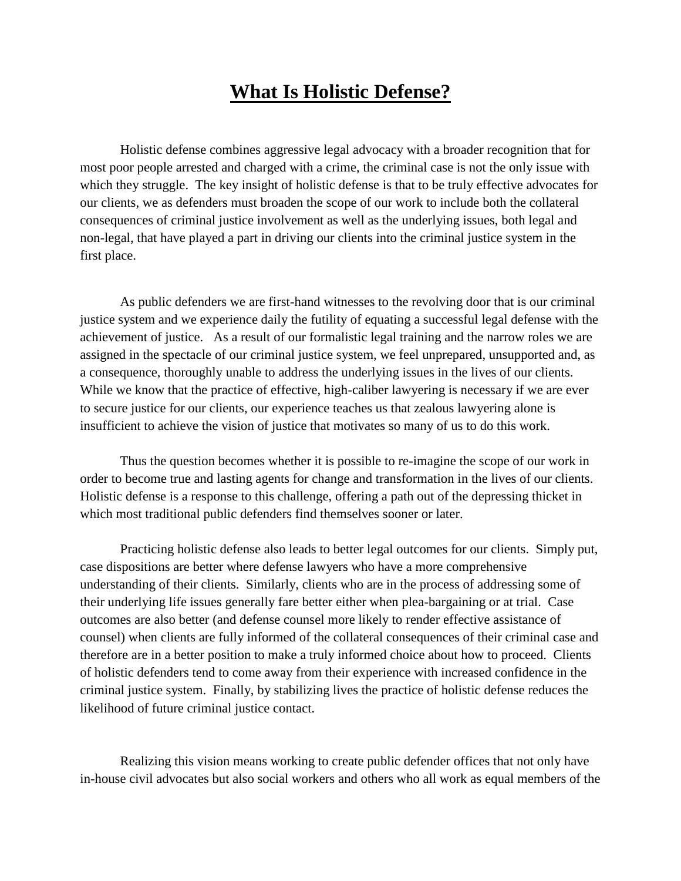# What Is Holistic Defense?

Holistic defense combines aggressive legal advocacy with a broader recognition that for most poor people arrested and charged with a crime, the criminal case is not the only issue with which they struggle. The key insight of holistic defense is that to be truly effective advocates for our clients, we as defenders must broaden the scope of our work to include both the collateral consequences of criminal justice involvement as well as the underlying issues, both legal and non-legal, that have played a part in driving our clients into the criminal justice system in the first place.

As public defenders we are first-hand witnesses to the revolving door that is our criminal justice system and we experience daily the futility of equating a successful legal defense with the achievement of justice. As a result of our formalistic legal training and the narrow roles we are assigned in the spectacle of our criminal justice system, we feel unprepared, unsupported and, as a consequence, thoroughly unable to address the underlying issues in the lives of our clients. While we know that the practice of effective, high-caliber lawyering is necessary if we are ever to secure justice for our clients, our experience teaches us that zealous lawyering alone is insufficient to achieve the vision of justice that motivates so many of us to do this work.

Thus the question becomes whether it is possible to re-imagine the scope of our work in order to become true and lasting agents for change and transformation in the lives of our clients. Holistic defense is a response to this challenge, offering a path out of the depressing thicket in which most traditional public defenders find themselves sooner or later.

Practicing holistic defense also leads to better legal outcomes for our clients. Simply put, case dispositions are better where defense lawyers who have a more comprehensive understanding of their clients. Similarly, clients who are in the process of addressing some of their underlying life issues generally fare better either when plea-bargaining or at trial. Case outcomes are also better (and defense counsel more likely to render effective assistance of counsel) when clients are fully informed of the collateral consequences of their criminal case and therefore are in a better position to make a truly informed choice about how to proceed. Clients of holistic defenders tend to come away from their experience with increased confidence in the criminal justice system. Finally, by stabilizing lives the practice of holistic defense reduces the likelihood of future criminal justice contact.

Realizing this vision means working to create public defender offices that not only have in-house civil advocates but also social workers and others who all work as equal members of the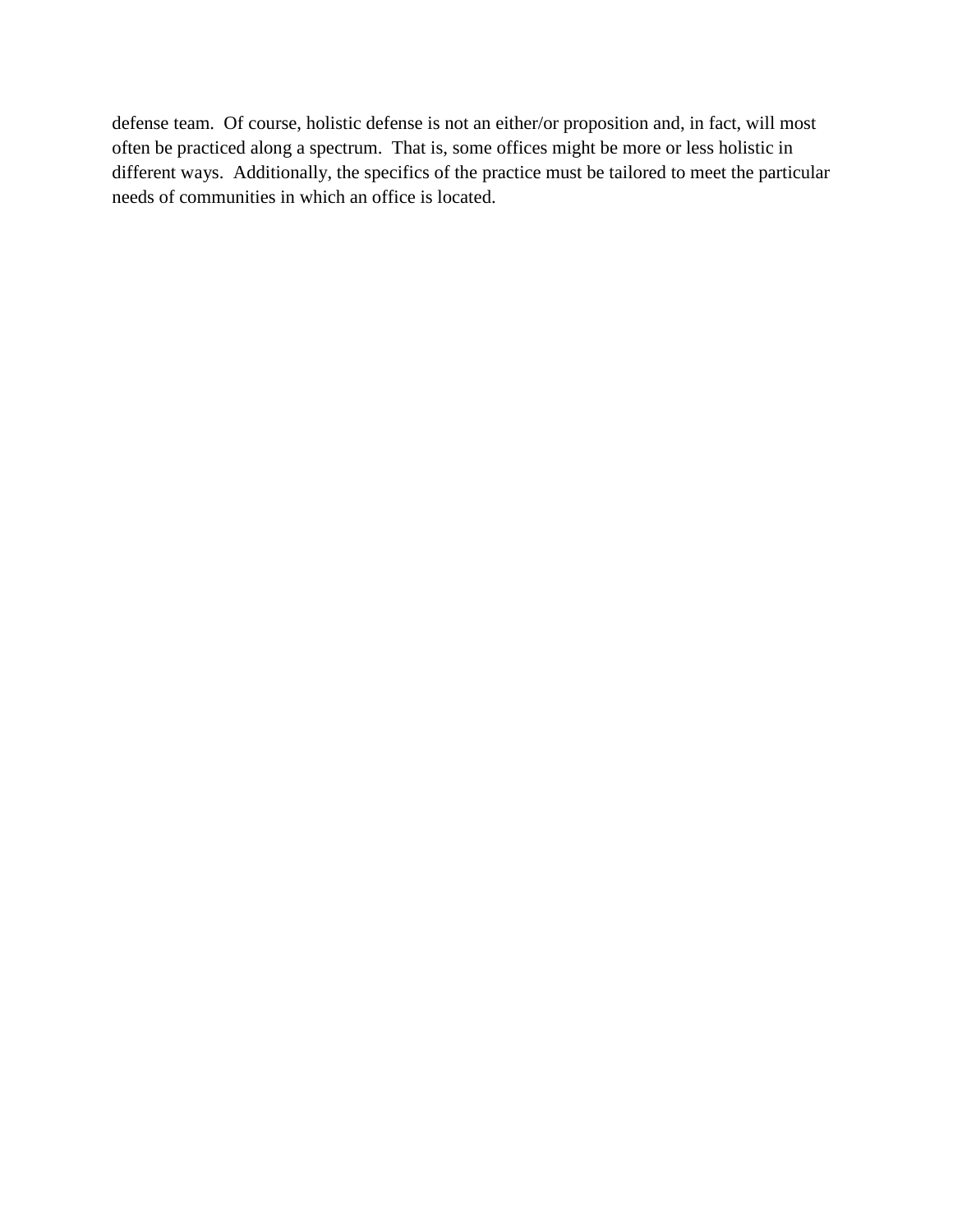defense team. Of course, holistic defense is not an either/or proposition and, in fact, will most often be practiced along a spectrum. That is, some offices might be more or less holistic in different ways. Additionally, the specifics of the practice must be tailored to meet the particular needs of communities in which an office is located.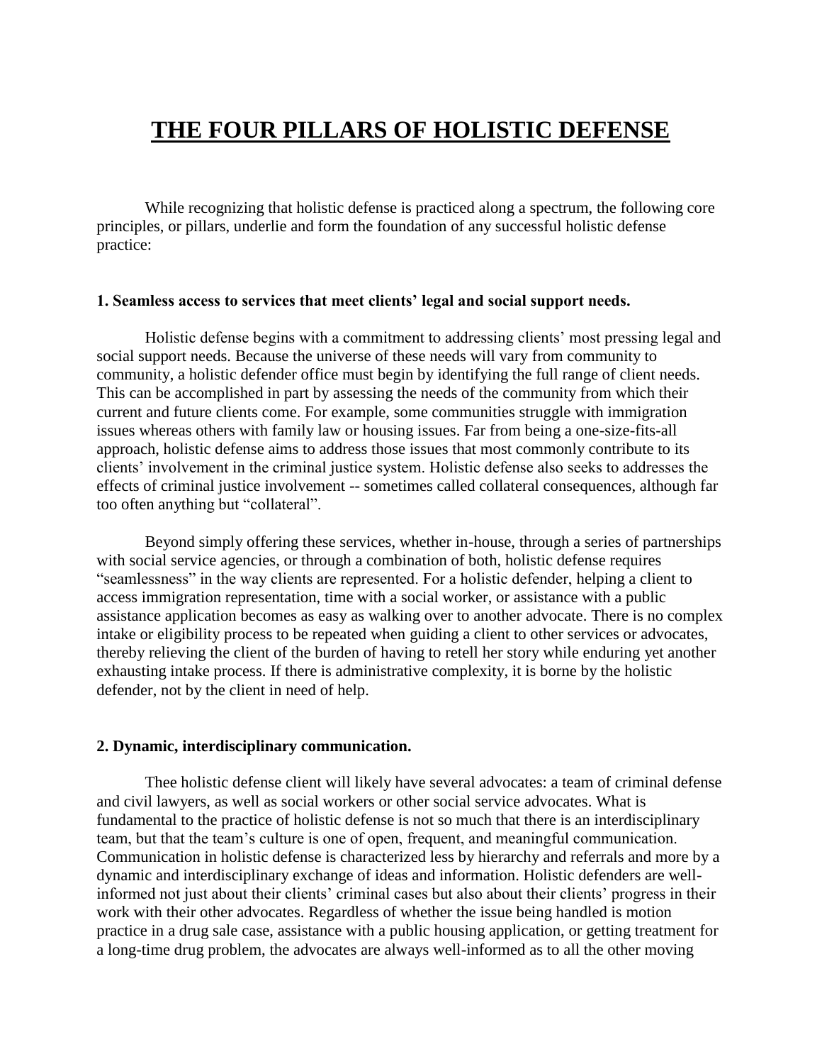# THE FOUR PILLARS OF HOLISTIC DEFENSE

While recognizing that holistic defense is practiced along a spectrum, the following core principles, or pillars, underlie and form the foundation of any successful holistic defense practice:

**1. Seamless access to services that meet clients' legal and social support needs.**

Holistic defense begins with a commitment to addressing clients' most pressing legal and social support needs. Because the universe of these needs will vary from community to community, a holistic defender office must begin by identifying the full range of client needs. This can be accomplished in part by assessing the needs of the community from which their current and future clients come. For example, some communities struggle with immigration issues whereas others with family law or housing issues. Far from being a one-size-fits-all approach, holistic defense aims to address those issues that most commonly contribute to its clients' involvement in the criminal justice system. Holistic defense also seeks to addresses the effects of criminal justice involvement -- sometimes called collateral consequences, although far too often anything but "collateral".

Beyond simply offering these services, whether in-house, through a series of partnerships with social service agencies, or through a combination of both, holistic defense requires "seamlessness" in the way clients are represented. For a holistic defender, helping a client to access immigration representation, time with a social worker, or assistance with a public assistance application becomes as easy as walking over to another advocate. There is no complex intake or eligibility process to be repeated when guiding a client to other services or advocates, thereby relieving the client of the burden of having to retell her story while enduring yet another exhausting intake process. If there is administrative complexity, it is borne by the holistic defender, not by the client in need of help.

**2. Dynamic, interdisciplinary communication.**

Thee holistic defense client will likely have several advocates: a team of criminal defense and civil lawyers, as well as social workers or other social service advocates. What is fundamental to the practice of holistic defense is not so much that there is an interdisciplinary team, but that the team's culture is one of open, frequent, and meaningful communication. Communication in holistic defense is characterized less by hierarchy and referrals and more by a dynamic and interdisciplinary exchange of ideas and information. Holistic defenders are well-informed not just about their clients' criminal cases but also about their clients' progress in their work with their other advocates. Regardless of whether the issue being handled is motion practice in a drug sale case, assistance with a public housing application, or getting treatment for a long-time drug problem, the advocates are always well-informed as to all the other moving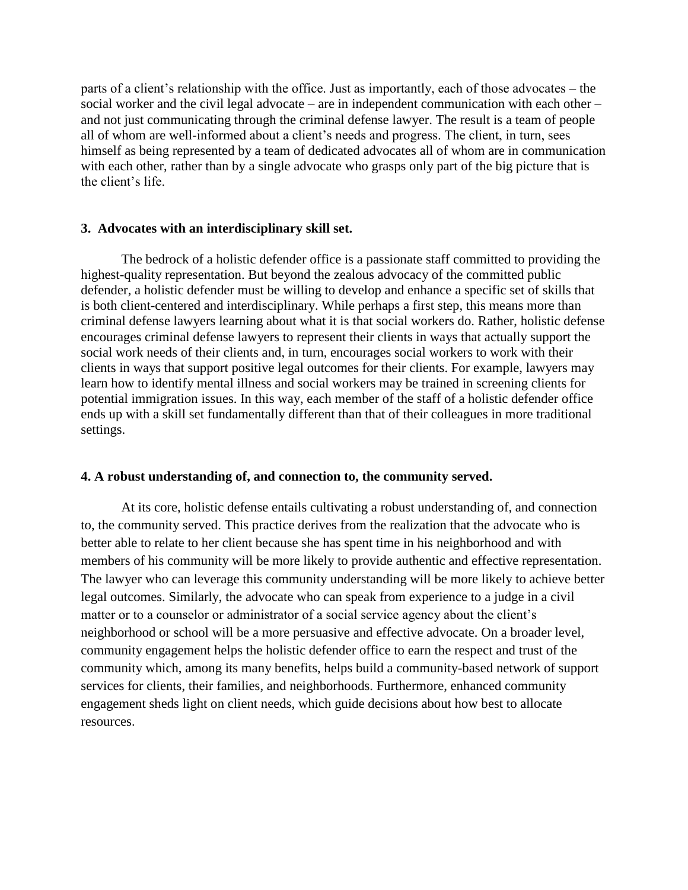parts of a client's relationship with the office. Just as importantly, each of those advocates – the social worker and the civil legal advocate – are in independent communication with each other – and not just communicating through the criminal defense lawyer. The result is a team of people all of whom are well-informed about a client's needs and progress. The client, in turn, sees himself as being represented by a team of dedicated advocates all of whom are in communication with each other, rather than by a single advocate who grasps only part of the big picture that is the client's life.

### 3. Advocates with an interdisciplinary skill set.

The bedrock of a holistic defender office is a passionate staff committed to providing the highest-quality representation. But beyond the zealous advocacy of the committed public defender, a holistic defender must be willing to develop and enhance a specific set of skills that is both client-centered and interdisciplinary. While perhaps a first step, this means more than criminal defense lawyers learning about what it is that social workers do. Rather, holistic defense encourages criminal defense lawyers to represent their clients in ways that actually support the social work needs of their clients and, in turn, encourages social workers to work with their clients in ways that support positive legal outcomes for their clients. For example, lawyers may learn how to identify mental illness and social workers may be trained in screening clients for potential immigration issues. In this way, each member of the staff of a holistic defender office ends up with a skill set fundamentally different than that of their colleagues in more traditional settings.

### 4. A robust understanding of, and connection to, the community served.

At its core, holistic defense entails cultivating a robust understanding of, and connection to, the community served. This practice derives from the realization that the advocate who is better able to relate to her client because she has spent time in his neighborhood and with members of his community will be more likely to provide authentic and effective representation. The lawyer who can leverage this community understanding will be more likely to achieve better legal outcomes. Similarly, the advocate who can speak from experience to a judge in a civil matter or to a counselor or administrator of a social service agency about the client's neighborhood or school will be a more persuasive and effective advocate. On a broader level, community engagement helps the holistic defender office to earn the respect and trust of the community which, among its many benefits, helps build a community-based network of support services for clients, their families, and neighborhoods. Furthermore, enhanced community engagement sheds light on client needs, which guide decisions about how best to allocate resources.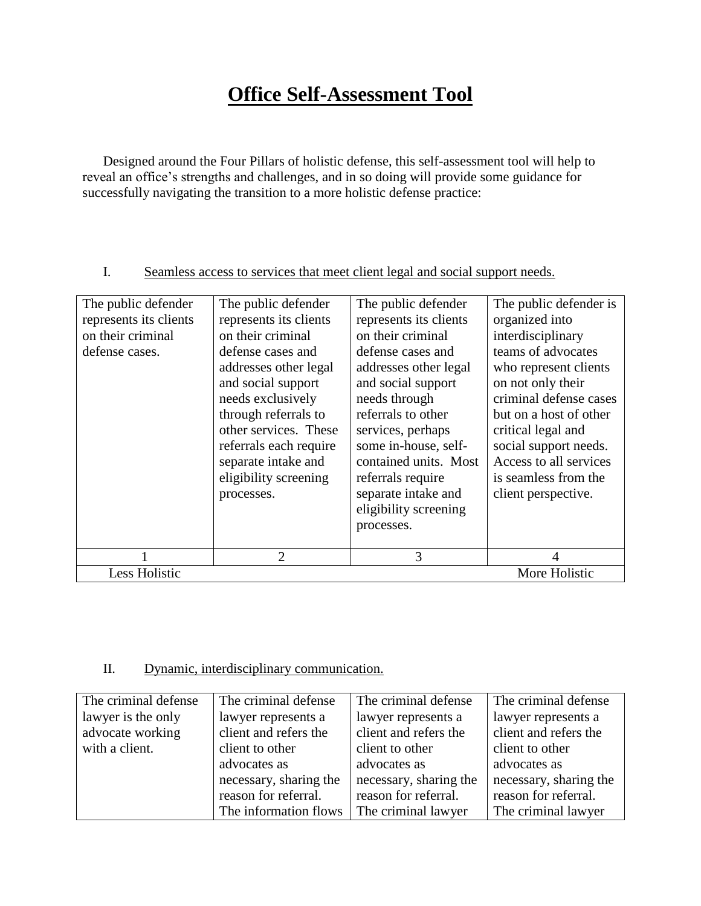# Office Self-Assessment Tool

Designed around the Four Pillars of holistic defense, this self-assessment tool will help to reveal an office's strengths and challenges, and in so doing will provide some guidance for successfully navigating the transition to a more holistic defense practice:

I. Seamless access to services that meet client legal and social support needs.

| | | | |
|---|---|---|---|
| The public defender represents its clients on their criminal defense cases. | The public defender represents its clients on their criminal defense cases and addresses other legal and social support needs exclusively through referrals to other services. These referrals each require separate intake and eligibility screening processes. | The public defender represents its clients on their criminal defense cases and addresses other legal and social support needs through referrals to other services, perhaps some in-house, self-contained units. Most referrals require separate intake and eligibility screening processes. | The public defender is organized into interdisciplinary teams of advocates who represent clients on not only their criminal defense cases but on a host of other critical legal and social support needs. Access to all services is seamless from the client perspective. |
| 1 | 2 | 3 | 4 |
| Less Holistic | | | More Holistic |

II. Dynamic, interdisciplinary communication.

| | | | |
|---|---|---|---|
| The criminal defense lawyer is the only advocate working with a client. | The criminal defense lawyer represents a client and refers the client to other advocates as necessary, sharing the reason for referral. The information flows | The criminal defense lawyer represents a client and refers the client to other advocates as necessary, sharing the reason for referral. The criminal lawyer | The criminal defense lawyer represents a client and refers the client to other advocates as necessary, sharing the reason for referral. The criminal lawyer |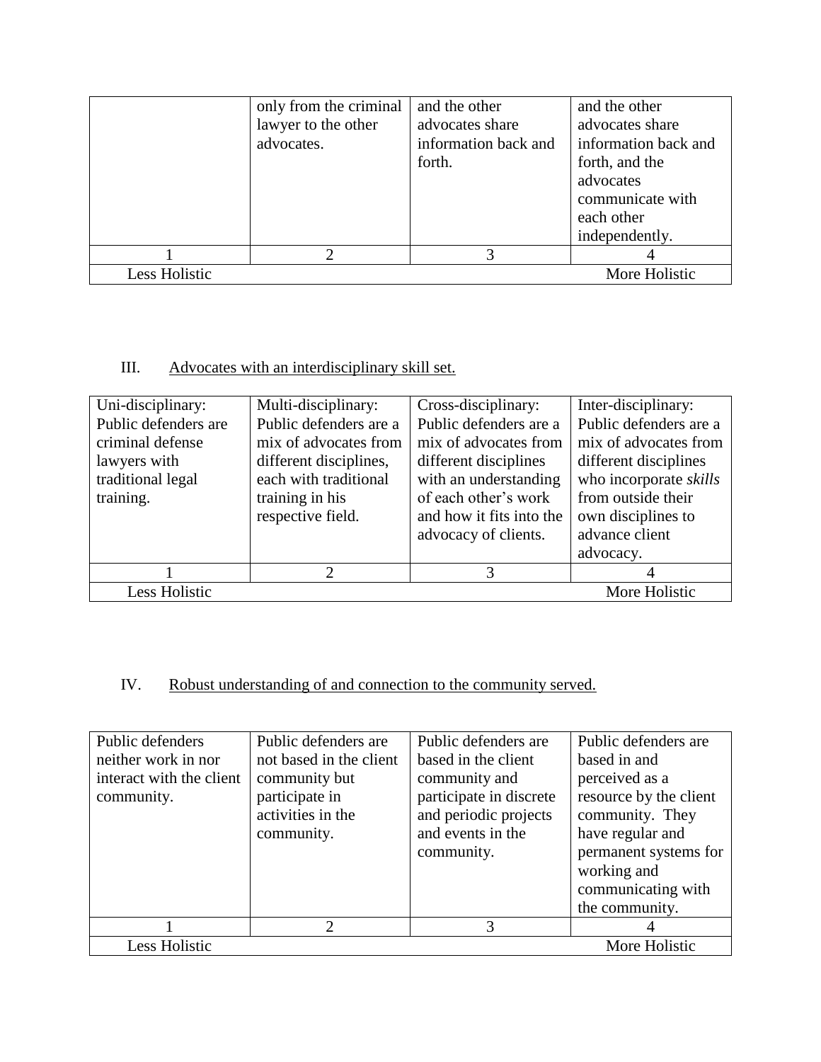| | only from the criminal lawyer to the other advocates. | and the other advocates share information back and forth. | and the other advocates share information back and forth, and the advocates communicate with each other independently. |
|---|---|---|---|
| 1 | 2 | 3 | 4 |
| Less Holistic | | | More Holistic |

III. <u>Advocates with an interdisciplinary skill set.</u>

| Uni-disciplinary: Public defenders are criminal defense lawyers with traditional legal training. | Multi-disciplinary: Public defenders are a mix of advocates from different disciplines, each with traditional training in his respective field. | Cross-disciplinary: Public defenders are a mix of advocates from different disciplines with an understanding of each other's work and how it fits into the advocacy of clients. | Inter-disciplinary: Public defenders are a mix of advocates from different disciplines who incorporate *skills* from outside their own disciplines to advance client advocacy. |
|---|---|---|---|
| 1 | 2 | 3 | 4 |
| Less Holistic | | | More Holistic |

IV. <u>Robust understanding of and connection to the community served.</u>

| Public defenders neither work in nor interact with the client community. | Public defenders are not based in the client community but participate in activities in the community. | Public defenders are based in the client community and participate in discrete and periodic projects and events in the community. | Public defenders are based in and perceived as a resource by the client community. They have regular and permanent systems for working and communicating with the community. |
|---|---|---|---|
| 1 | 2 | 3 | 4 |
| Less Holistic | | | More Holistic |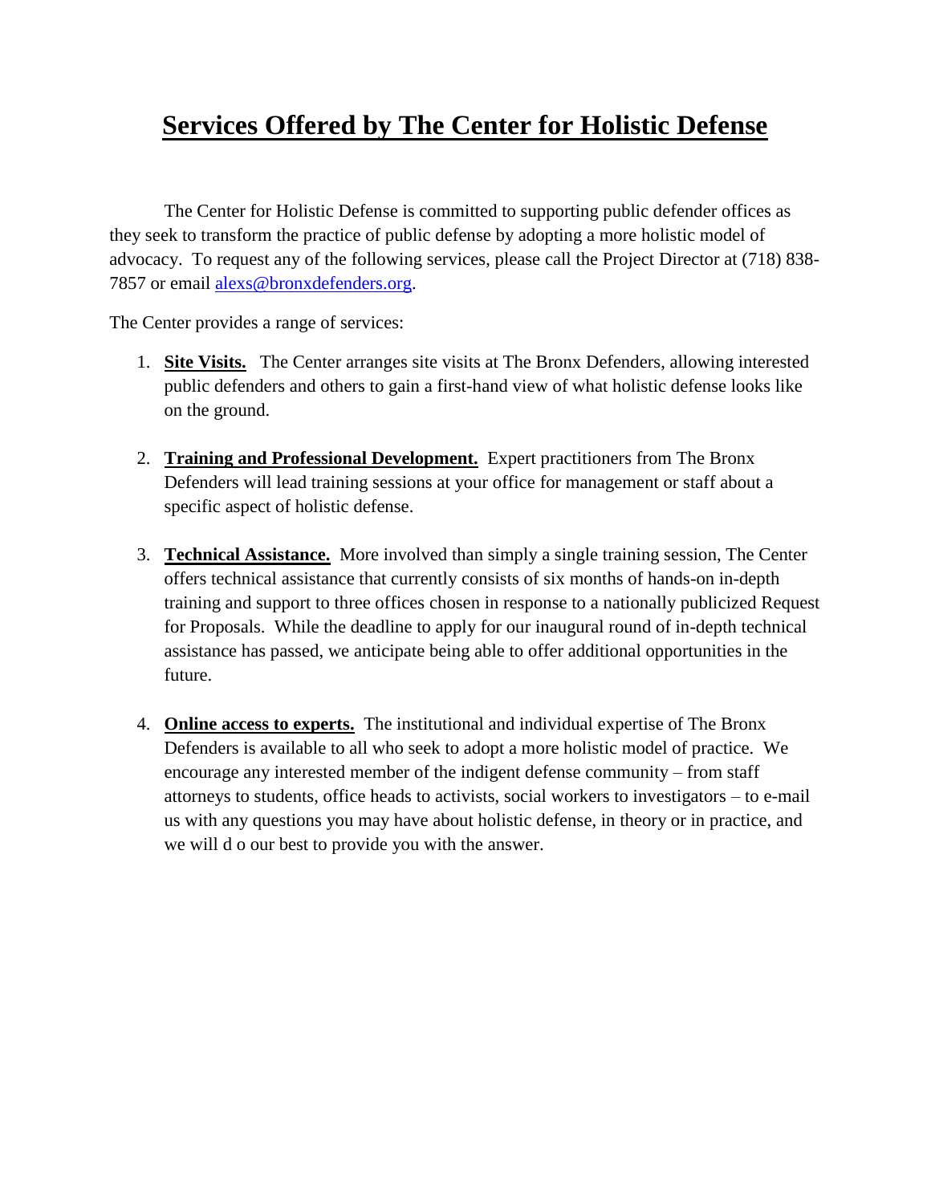# Services Offered by The Center for Holistic Defense

The Center for Holistic Defense is committed to supporting public defender offices as they seek to transform the practice of public defense by adopting a more holistic model of advocacy. To request any of the following services, please call the Project Director at (718) 838-7857 or email [alexs@bronxdefenders.org](mailto:alexs@bronxdefenders.org).

The Center provides a range of services:

1. **Site Visits.** The Center arranges site visits at The Bronx Defenders, allowing interested public defenders and others to gain a first-hand view of what holistic defense looks like on the ground.

2. **Training and Professional Development.** Expert practitioners from The Bronx Defenders will lead training sessions at your office for management or staff about a specific aspect of holistic defense.

3. **Technical Assistance.** More involved than simply a single training session, The Center offers technical assistance that currently consists of six months of hands-on in-depth training and support to three offices chosen in response to a nationally publicized Request for Proposals. While the deadline to apply for our inaugural round of in-depth technical assistance has passed, we anticipate being able to offer additional opportunities in the future.

4. **Online access to experts.** The institutional and individual expertise of The Bronx Defenders is available to all who seek to adopt a more holistic model of practice. We encourage any interested member of the indigent defense community – from staff attorneys to students, office heads to activists, social workers to investigators – to e-mail us with any questions you may have about holistic defense, in theory or in practice, and we will d o our best to provide you with the answer.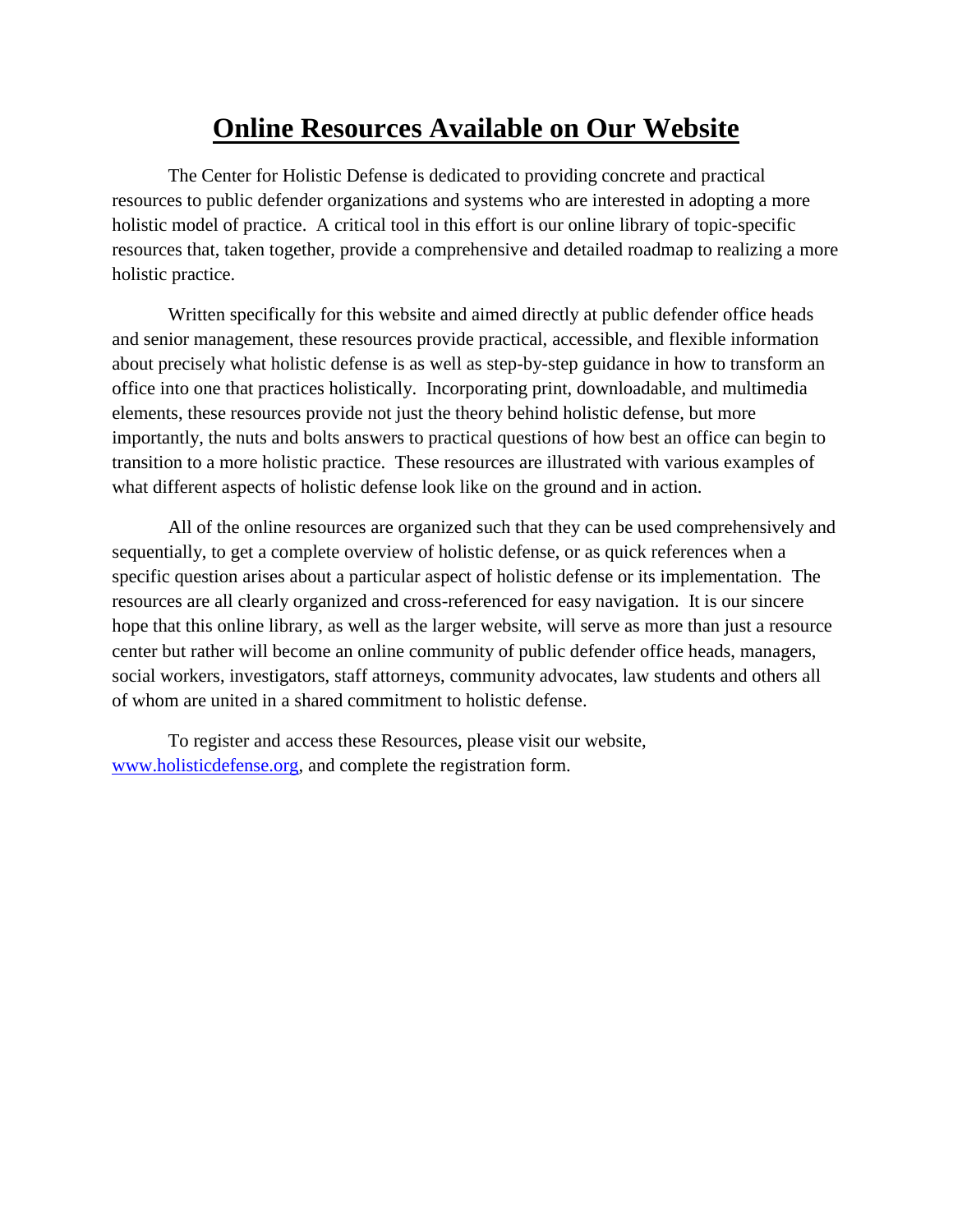# Online Resources Available on Our Website

The Center for Holistic Defense is dedicated to providing concrete and practical resources to public defender organizations and systems who are interested in adopting a more holistic model of practice. A critical tool in this effort is our online library of topic-specific resources that, taken together, provide a comprehensive and detailed roadmap to realizing a more holistic practice.

Written specifically for this website and aimed directly at public defender office heads and senior management, these resources provide practical, accessible, and flexible information about precisely what holistic defense is as well as step-by-step guidance in how to transform an office into one that practices holistically. Incorporating print, downloadable, and multimedia elements, these resources provide not just the theory behind holistic defense, but more importantly, the nuts and bolts answers to practical questions of how best an office can begin to transition to a more holistic practice. These resources are illustrated with various examples of what different aspects of holistic defense look like on the ground and in action.

All of the online resources are organized such that they can be used comprehensively and sequentially, to get a complete overview of holistic defense, or as quick references when a specific question arises about a particular aspect of holistic defense or its implementation. The resources are all clearly organized and cross-referenced for easy navigation. It is our sincere hope that this online library, as well as the larger website, will serve as more than just a resource center but rather will become an online community of public defender office heads, managers, social workers, investigators, staff attorneys, community advocates, law students and others all of whom are united in a shared commitment to holistic defense.

To register and access these Resources, please visit our website, [www.holisticdefense.org](http://www.holisticdefense.org), and complete the registration form.